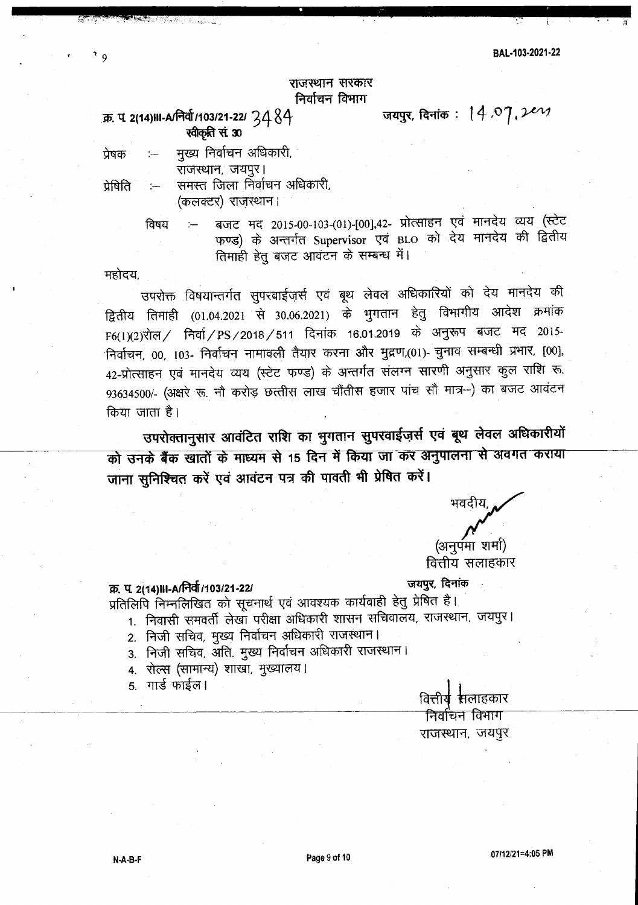राजस्थान सरकार
निर्वाचन विभाग

क्र. प. 2(14)III-A/निर्वा/103/21-22/ 3484
स्वीकृति सं. 30

जयपुर, दिनांक : 14.07.2021

प्रेषक :— मुख्य निर्वाचन अधिकारी,
राजस्थान, जयपुर।

प्रेषिति :— समस्त जिला निर्वाचन अधिकारी,
(कलक्टर) राजस्थान।

विषय :— बजट मद 2015-00-103-(01)-[00],42- प्रोत्साहन एवं मानदेय व्यय (स्टेट फण्ड) के अन्तर्गत Supervisor एवं BLO को देय मानदेय की द्वितीय तिमाही हेतु बजट आवंटन के सम्बन्ध में।

महोदय,

उपरोक्त विषयान्तर्गत सुपरवाईज़र्स एवं बूथ लेवल अधिकारियों को देय मानदेय की द्वितीय तिमाही (01.04.2021 से 30.06.2021) के भुगतान हेतु विभागीय आदेश क्रमांक F6(1)(2)रोल/ निर्वा/PS/2018/511 दिनांक 16.01.2019 के अनुरूप बजट मद 2015-निर्वाचन, 00, 103- निर्वाचन नामावली तैयार करना और मुद्रण,(01)- चुनाव सम्बन्धी प्रभार, [00], 42-प्रोत्साहन एवं मानदेय व्यय (स्टेट फण्ड) के अन्तर्गत संलग्न सारणी अनुसार कुल राशि रू. 93634500/- (अक्षरे रू. नौ करोड़ छत्तीस लाख चौंतीस हजार पांच सौ मात्र--) का बजट आवंटन किया जाता है।

**उपरोक्तानुसार आवंटित राशि का भुगतान सुपरवाईज़र्स एवं बूथ लेवल अधिकारीयों को उनके बैंक खातों के माध्यम से 15 दिन में किया जा कर अनुपालना से अवगत कराया जाना सुनिश्चित करें एवं आवंटन पत्र की पावती भी प्रेषित करें।**

भवदीय,

(अनुपमा शर्मा)
वित्तीय सलाहकार

क्र. प. 2(14)III-A/निर्वा/103/21-22/

जयपुर, दिनांक

प्रतिलिपि निम्नलिखित को सूचनार्थ एवं आवश्यक कार्यवाही हेतु प्रेषित है।

1. निवासी समवर्ती लेखा परीक्षा अधिकारी शासन सचिवालय, राजस्थान, जयपुर।
2. निजी सचिव, मुख्य निर्वाचन अधिकारी राजस्थान।
3. निजी सचिव, अति. मुख्य निर्वाचन अधिकारी राजस्थान।
4. रोल्स (सामान्य) शाखा, मुख्यालय।
5. गार्ड फाईल।

वित्तीय सलाहकार
निर्वाचन विभाग
राजस्थान, जयपुर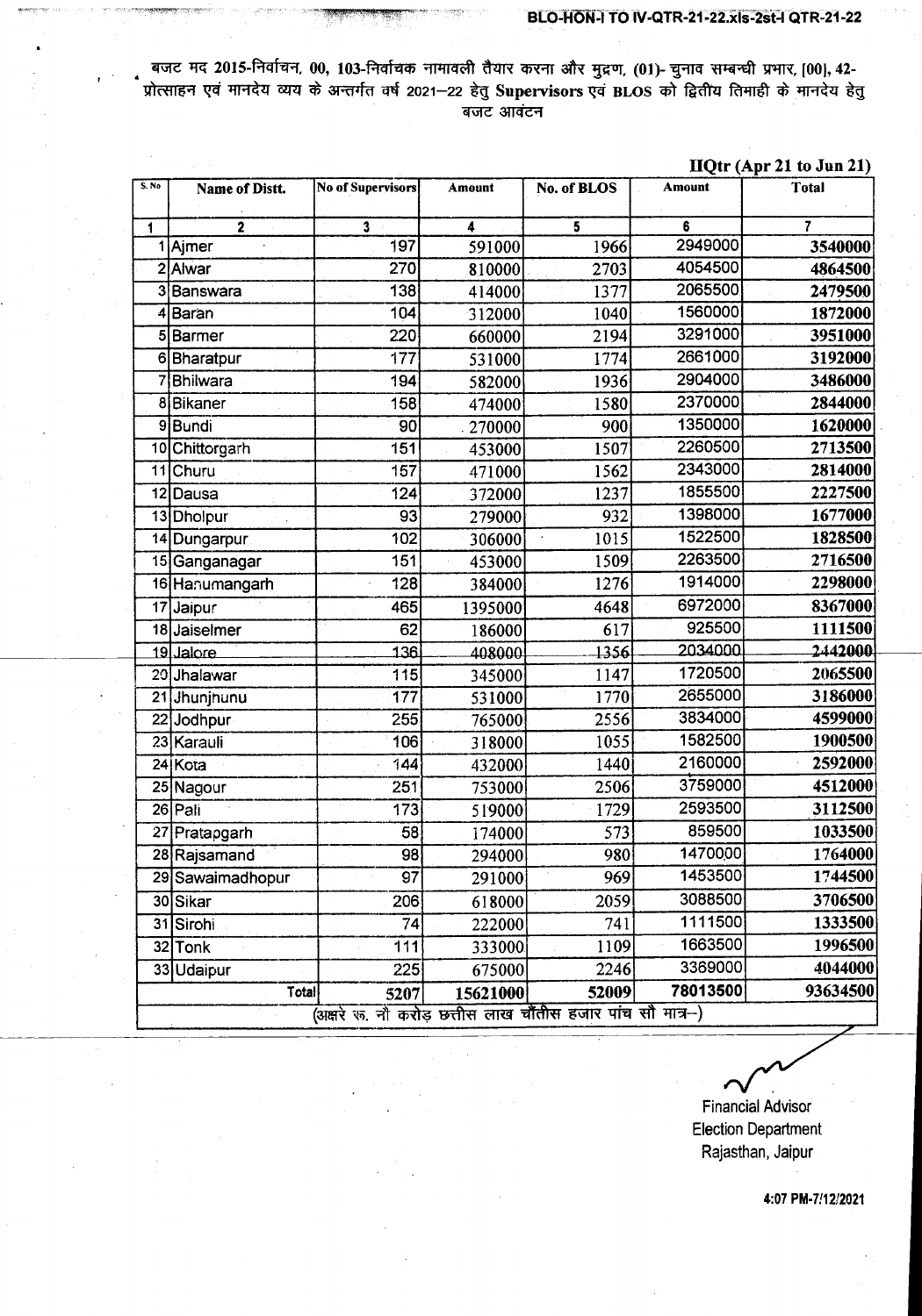बजट मद 2015-निर्वाचन, 00, 103-निर्वाचक नामावली तैयार करना और मुद्रण, (01)- चुनाव सम्बन्धी प्रभार, [00], 42-प्रोत्साहन एवं मानदेय व्यय के अन्तर्गत वर्ष 2021–22 हेतु **Supervisors** एवं **BLOS** को द्वितीय तिमाही के मानदेय हेतु बजट आवंटन

**IIQtr (Apr 21 to Jun 21)**

| S. No | Name of Distt. | No of Supervisors | Amount | No. of BLOS | Amount | Total |
|---|---|---|---|---|---|---|
| 1 | 2 | 3 | 4 | 5 | 6 | 7 |
| 1 | Ajmer | 197 | 591000 | 1966 | 2949000 | **3540000** |
| 2 | Alwar | 270 | 810000 | 2703 | 4054500 | **4864500** |
| 3 | Banswara | 138 | 414000 | 1377 | 2065500 | **2479500** |
| 4 | Baran | 104 | 312000 | 1040 | 1560000 | **1872000** |
| 5 | Barmer | 220 | 660000 | 2194 | 3291000 | **3951000** |
| 6 | Bharatpur | 177 | 531000 | 1774 | 2661000 | **3192000** |
| 7 | Bhilwara | 194 | 582000 | 1936 | 2904000 | **3486000** |
| 8 | Bikaner | 158 | 474000 | 1580 | 2370000 | **2844000** |
| 9 | Bundi | 90 | 270000 | 900 | 1350000 | **1620000** |
| 10 | Chittorgarh | 151 | 453000 | 1507 | 2260500 | **2713500** |
| 11 | Churu | 157 | 471000 | 1562 | 2343000 | **2814000** |
| 12 | Dausa | 124 | 372000 | 1237 | 1855500 | **2227500** |
| 13 | Dholpur | 93 | 279000 | 932 | 1398000 | **1677000** |
| 14 | Dungarpur | 102 | 306000 | 1015 | 1522500 | **1828500** |
| 15 | Ganganagar | 151 | 453000 | 1509 | 2263500 | **2716500** |
| 16 | Hanumangarh | 128 | 384000 | 1276 | 1914000 | **2298000** |
| 17 | Jaipur | 465 | 1395000 | 4648 | 6972000 | **8367000** |
| 18 | Jaiselmer | 62 | 186000 | 617 | 925500 | **1111500** |
| 19 | Jalore | 136 | 408000 | 1356 | 2034000 | **2442000** |
| 20 | Jhalawar | 115 | 345000 | 1147 | 1720500 | **2065500** |
| 21 | Jhunjhunu | 177 | 531000 | 1770 | 2655000 | **3186000** |
| 22 | Jodhpur | 255 | 765000 | 2556 | 3834000 | **4599000** |
| 23 | Karauli | 106 | 318000 | 1055 | 1582500 | **1900500** |
| 24 | Kota | 144 | 432000 | 1440 | 2160000 | **2592000** |
| 25 | Nagour | 251 | 753000 | 2506 | 3759000 | **4512000** |
| 26 | Pali | 173 | 519000 | 1729 | 2593500 | **3112500** |
| 27 | Pratapgarh | 58 | 174000 | 573 | 859500 | **1033500** |
| 28 | Rajsamand | 98 | 294000 | 980 | 1470000 | **1764000** |
| 29 | Sawaimadhopur | 97 | 291000 | 969 | 1453500 | **1744500** |
| 30 | Sikar | 206 | 618000 | 2059 | 3088500 | **3706500** |
| 31 | Sirohi | 74 | 222000 | 741 | 1111500 | **1333500** |
| 32 | Tonk | 111 | 333000 | 1109 | 1663500 | **1996500** |
| 33 | Udaipur | 225 | 675000 | 2246 | 3369000 | **4044000** |
| | Total | **5207** | **15621000** | **52009** | **78013500** | **93634500** |
| | (अक्षरे रु. नौ करोड़ छत्तीस लाख चौंतीस हजार पांच सौ मात्र--) | | | | | |

Financial Advisor
Election Department
Rajasthan, Jaipur

**4:07 PM-7/12/2021**